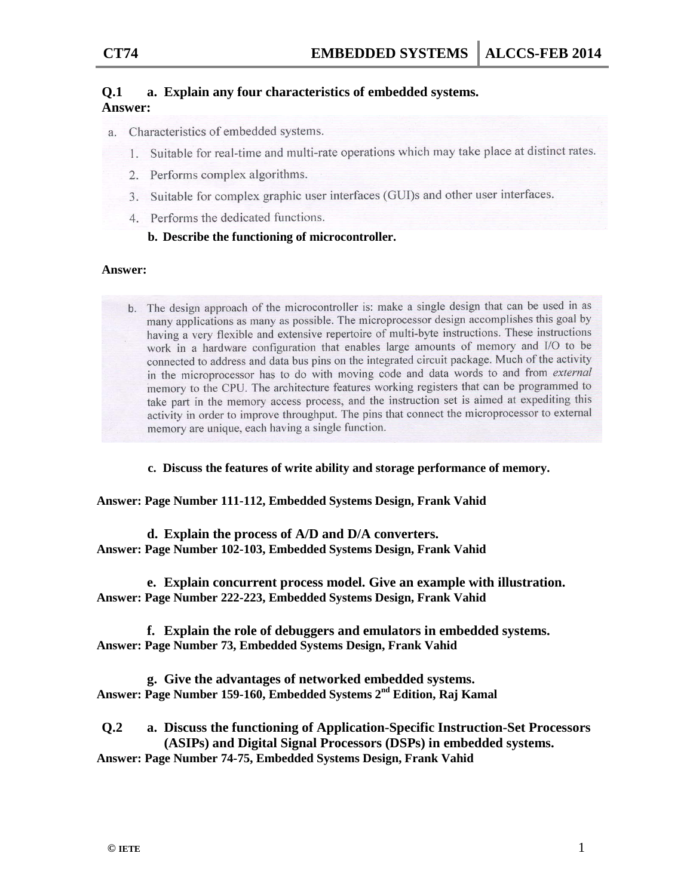**Q.1 a. Explain any four characteristics of embedded systems.**

**Answer:**

a. Characteristics of embedded systems.

1. Suitable for real-time and multi-rate operations which may take place at distinct rates.
2. Performs complex algorithms.
3. Suitable for complex graphic user interfaces (GUI)s and other user interfaces.
4. Performs the dedicated functions.

**b. Describe the functioning of microcontroller.**

**Answer:**

b. The design approach of the microcontroller is: make a single design that can be used in as many applications as possible. The microprocessor design accomplishes this goal by having a very flexible and extensive repertoire of multi-byte instructions. These instructions work in a hardware configuration that enables large amounts of memory and I/O to be connected to address and data bus pins on the integrated circuit package. Much of the activity in the microprocessor has to do with moving code and data words to and from *external* memory to the CPU. The architecture features working registers that can be programmed to take part in the memory access process, and the instruction set is aimed at expediting this activity in order to improve throughput. The pins that connect the microprocessor to external memory are unique, each having a single function.

**c. Discuss the features of write ability and storage performance of memory.**

**Answer: Page Number 111-112, Embedded Systems Design, Frank Vahid**

**d. Explain the process of A/D and D/A converters.**

**Answer: Page Number 102-103, Embedded Systems Design, Frank Vahid**

**e. Explain concurrent process model. Give an example with illustration.**

**Answer: Page Number 222-223, Embedded Systems Design, Frank Vahid**

**f. Explain the role of debuggers and emulators in embedded systems.**

**Answer: Page Number 73, Embedded Systems Design, Frank Vahid**

**g. Give the advantages of networked embedded systems.**

**Answer: Page Number 159-160, Embedded Systems 2nd Edition, Raj Kamal**

**Q.2 a. Discuss the functioning of Application-Specific Instruction-Set Processors (ASIPs) and Digital Signal Processors (DSPs) in embedded systems.**

**Answer: Page Number 74-75, Embedded Systems Design, Frank Vahid**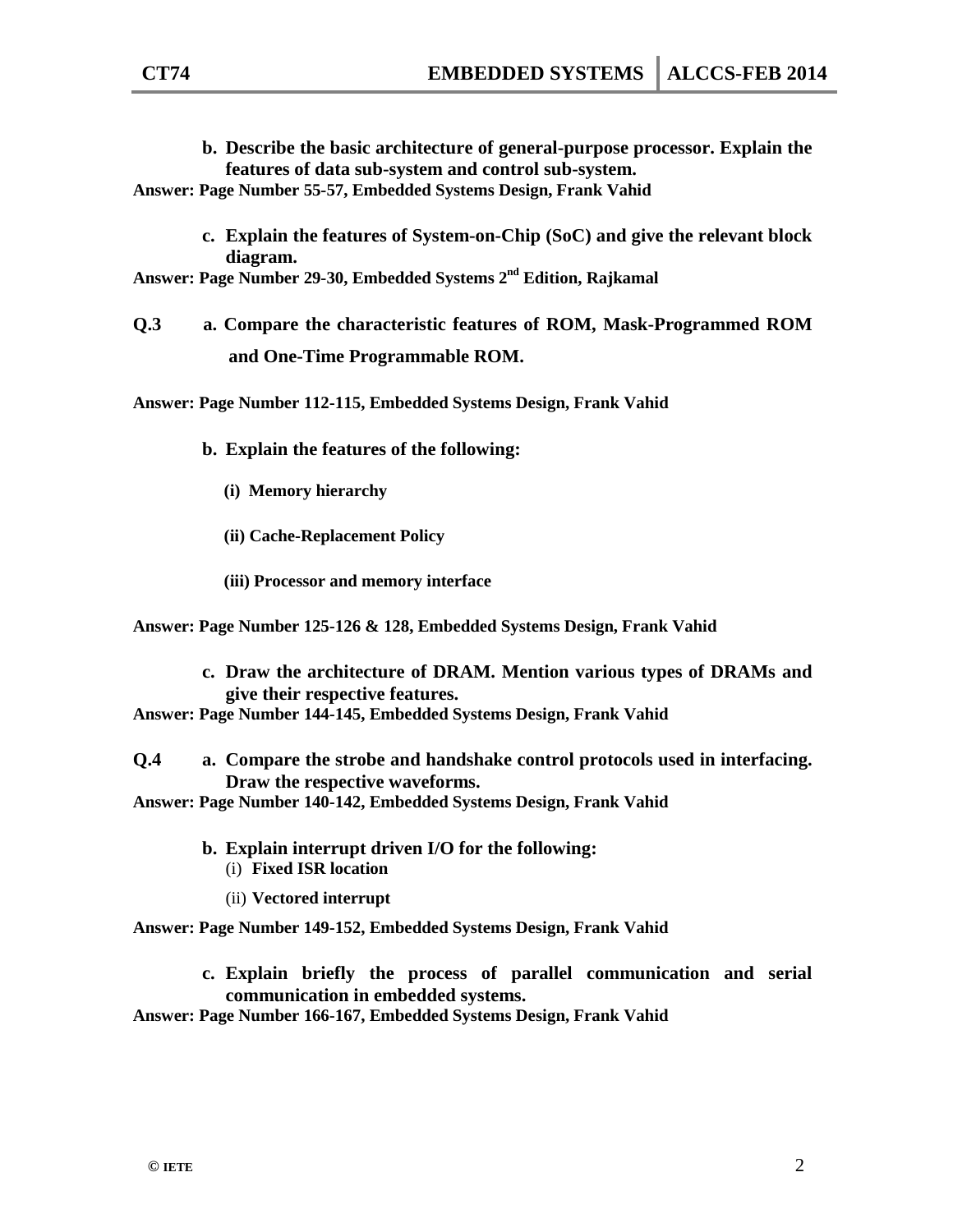**b. Describe the basic architecture of general-purpose processor. Explain the features of data sub-system and control sub-system.**

**Answer: Page Number 55-57, Embedded Systems Design, Frank Vahid**

**c. Explain the features of System-on-Chip (SoC) and give the relevant block diagram.**

**Answer: Page Number 29-30, Embedded Systems 2nd Edition, Rajkamal**

**Q.3 a. Compare the characteristic features of ROM, Mask-Programmed ROM and One-Time Programmable ROM.**

**Answer: Page Number 112-115, Embedded Systems Design, Frank Vahid**

**b. Explain the features of the following:**

**(i) Memory hierarchy**

**(ii) Cache-Replacement Policy**

**(iii) Processor and memory interface**

**Answer: Page Number 125-126 & 128, Embedded Systems Design, Frank Vahid**

**c. Draw the architecture of DRAM. Mention various types of DRAMs and give their respective features.**

**Answer: Page Number 144-145, Embedded Systems Design, Frank Vahid**

**Q.4 a. Compare the strobe and handshake control protocols used in interfacing. Draw the respective waveforms.**

**Answer: Page Number 140-142, Embedded Systems Design, Frank Vahid**

**b. Explain interrupt driven I/O for the following:**

(i) **Fixed ISR location**

(ii) **Vectored interrupt**

**Answer: Page Number 149-152, Embedded Systems Design, Frank Vahid**

**c. Explain briefly the process of parallel communication and serial communication in embedded systems.**

**Answer: Page Number 166-167, Embedded Systems Design, Frank Vahid**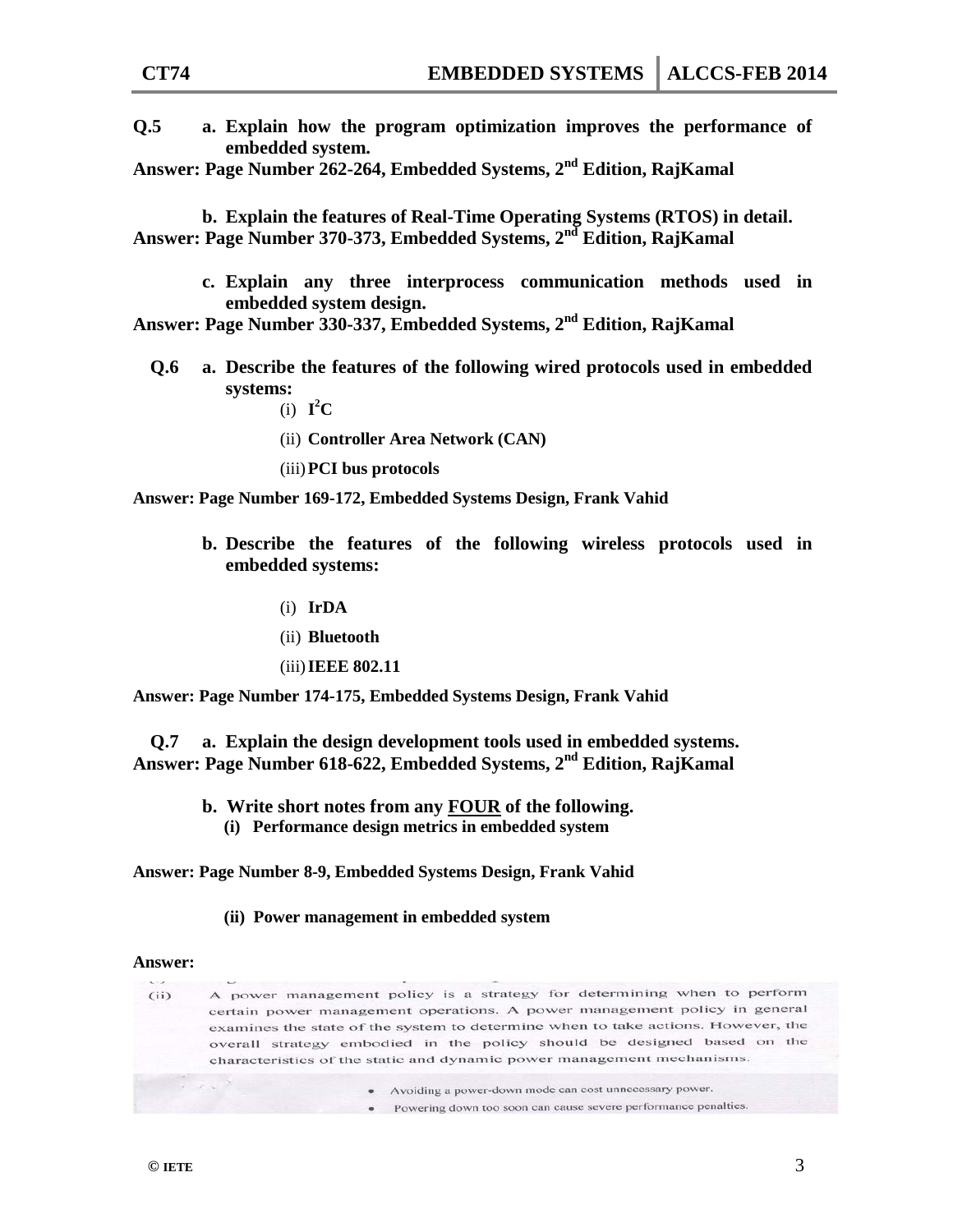**Q.5 a. Explain how the program optimization improves the performance of embedded system.**

**Answer: Page Number 262-264, Embedded Systems, 2nd Edition, RajKamal**

**b. Explain the features of Real-Time Operating Systems (RTOS) in detail.**

**Answer: Page Number 370-373, Embedded Systems, 2nd Edition, RajKamal**

**c. Explain any three interprocess communication methods used in embedded system design.**

**Answer: Page Number 330-337, Embedded Systems, 2nd Edition, RajKamal**

**Q.6 a. Describe the features of the following wired protocols used in embedded systems:**

(i) **$I^2C$**

(ii) **Controller Area Network (CAN)**

(iii) **PCI bus protocols**

**Answer: Page Number 169-172, Embedded Systems Design, Frank Vahid**

**b. Describe the features of the following wireless protocols used in embedded systems:**

(i) **IrDA**

(ii) **Bluetooth**

(iii) **IEEE 802.11**

**Answer: Page Number 174-175, Embedded Systems Design, Frank Vahid**

**Q.7 a. Explain the design development tools used in embedded systems.**

**Answer: Page Number 618-622, Embedded Systems, 2nd Edition, RajKamal**

**b. Write short notes from any FOUR of the following.**

**(i) Performance design metrics in embedded system**

**Answer: Page Number 8-9, Embedded Systems Design, Frank Vahid**

**(ii) Power management in embedded system**

**Answer:**

(ii) A power management policy is a strategy for determining when to perform certain power management operations. A power management policy in general examines the state of the system to determine when to take actions. However, the overall strategy embodied in the policy should be designed based on the characteristics of the static and dynamic power management mechanisms.

- Avoiding a power-down mode can cost unnecessary power.
- Powering down too soon can cause severe performance penalties.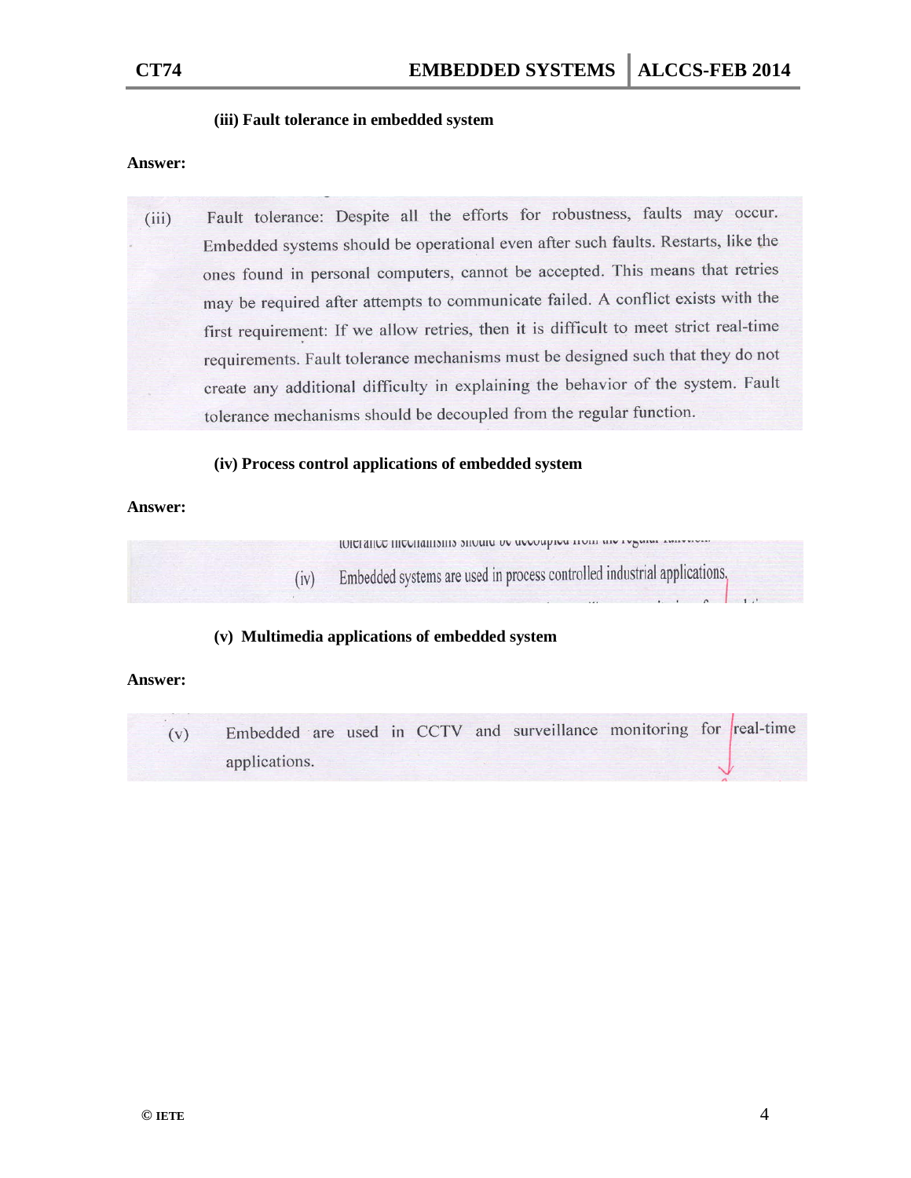**(iii) Fault tolerance in embedded system**

**Answer:**

(iii) Fault tolerance: Despite all the efforts for robustness, faults may occur. Embedded systems should be operational even after such faults. Restarts, like the ones found in personal computers, cannot be accepted. This means that retries may be required after attempts to communicate failed. A conflict exists with the first requirement: If we allow retries, then it is difficult to meet strict real-time requirements. Fault tolerance mechanisms must be designed such that they do not create any additional difficulty in explaining the behavior of the system. Fault tolerance mechanisms should be decoupled from the regular function.

**(iv) Process control applications of embedded system**

**Answer:**

(iv) Embedded systems are used in process controlled industrial applications.

**(v) Multimedia applications of embedded system**

**Answer:**

(v) Embedded are used in CCTV and surveillance monitoring for real-time applications.